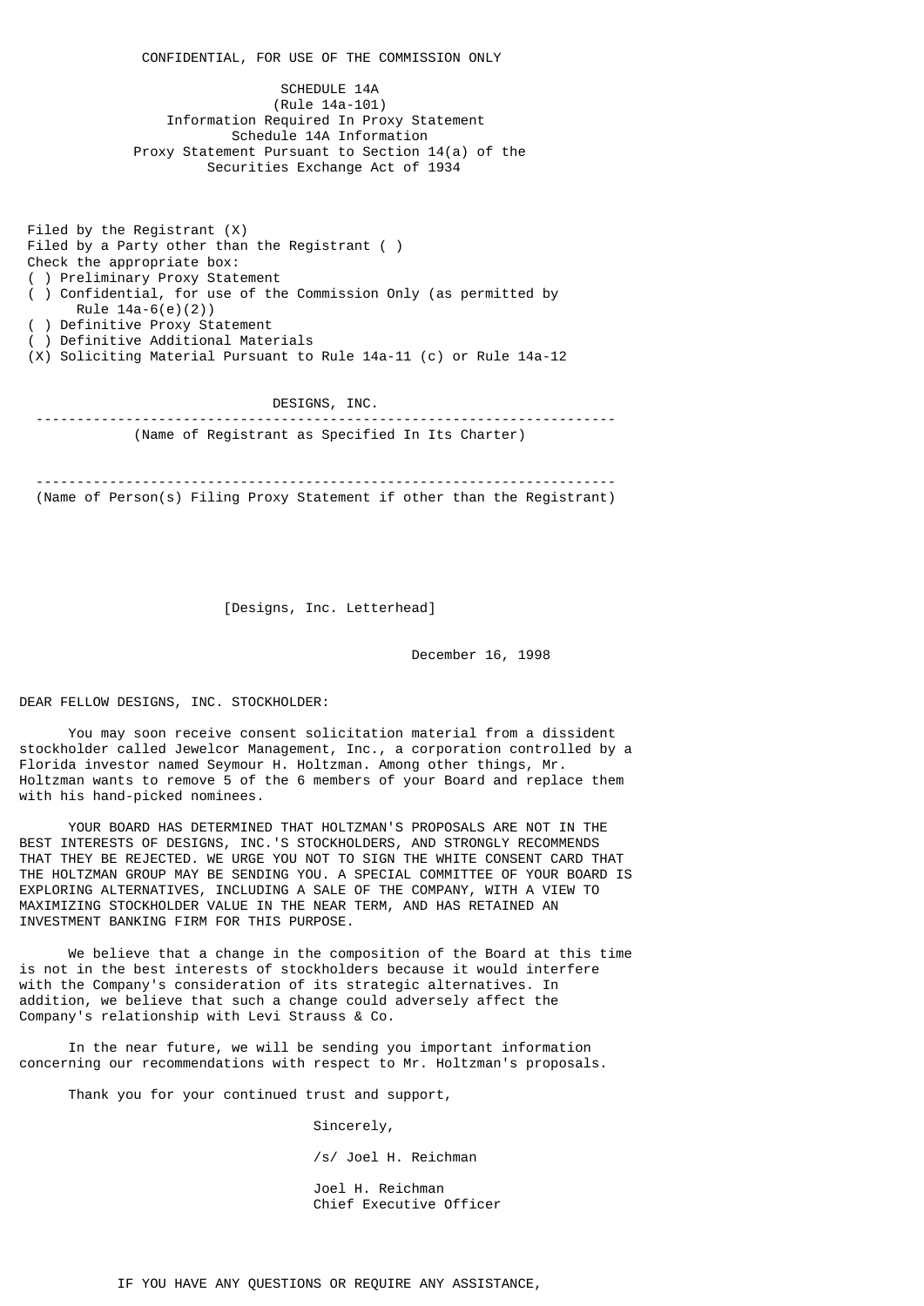CONFIDENTIAL, FOR USE OF THE COMMISSION ONLY

SCHEDULE 14A
(Rule 14a-101)
Information Required In Proxy Statement
Schedule 14A Information
Proxy Statement Pursuant to Section 14(a) of the
Securities Exchange Act of 1934

Filed by the Registrant (X)
Filed by a Party other than the Registrant ( )
Check the appropriate box:
( ) Preliminary Proxy Statement
( ) Confidential, for use of the Commission Only (as permitted by Rule 14a-6(e)(2))
( ) Definitive Proxy Statement
( ) Definitive Additional Materials
(X) Soliciting Material Pursuant to Rule 14a-11 (c) or Rule 14a-12

DESIGNS, INC.

---

(Name of Registrant as Specified In Its Charter)

---

(Name of Person(s) Filing Proxy Statement if other than the Registrant)

[Designs, Inc. Letterhead]

December 16, 1998

DEAR FELLOW DESIGNS, INC. STOCKHOLDER:

You may soon receive consent solicitation material from a dissident stockholder called Jewelcor Management, Inc., a corporation controlled by a Florida investor named Seymour H. Holtzman. Among other things, Mr. Holtzman wants to remove 5 of the 6 members of your Board and replace them with his hand-picked nominees.

YOUR BOARD HAS DETERMINED THAT HOLTZMAN'S PROPOSALS ARE NOT IN THE BEST INTERESTS OF DESIGNS, INC.'S STOCKHOLDERS, AND STRONGLY RECOMMENDS THAT THEY BE REJECTED. WE URGE YOU NOT TO SIGN THE WHITE CONSENT CARD THAT THE HOLTZMAN GROUP MAY BE SENDING YOU. A SPECIAL COMMITTEE OF YOUR BOARD IS EXPLORING ALTERNATIVES, INCLUDING A SALE OF THE COMPANY, WITH A VIEW TO MAXIMIZING STOCKHOLDER VALUE IN THE NEAR TERM, AND HAS RETAINED AN INVESTMENT BANKING FIRM FOR THIS PURPOSE.

We believe that a change in the composition of the Board at this time is not in the best interests of stockholders because it would interfere with the Company's consideration of its strategic alternatives. In addition, we believe that such a change could adversely affect the Company's relationship with Levi Strauss & Co.

In the near future, we will be sending you important information concerning our recommendations with respect to Mr. Holtzman's proposals.

Thank you for your continued trust and support,

Sincerely,

/s/ Joel H. Reichman

Joel H. Reichman
Chief Executive Officer

IF YOU HAVE ANY QUESTIONS OR REQUIRE ANY ASSISTANCE,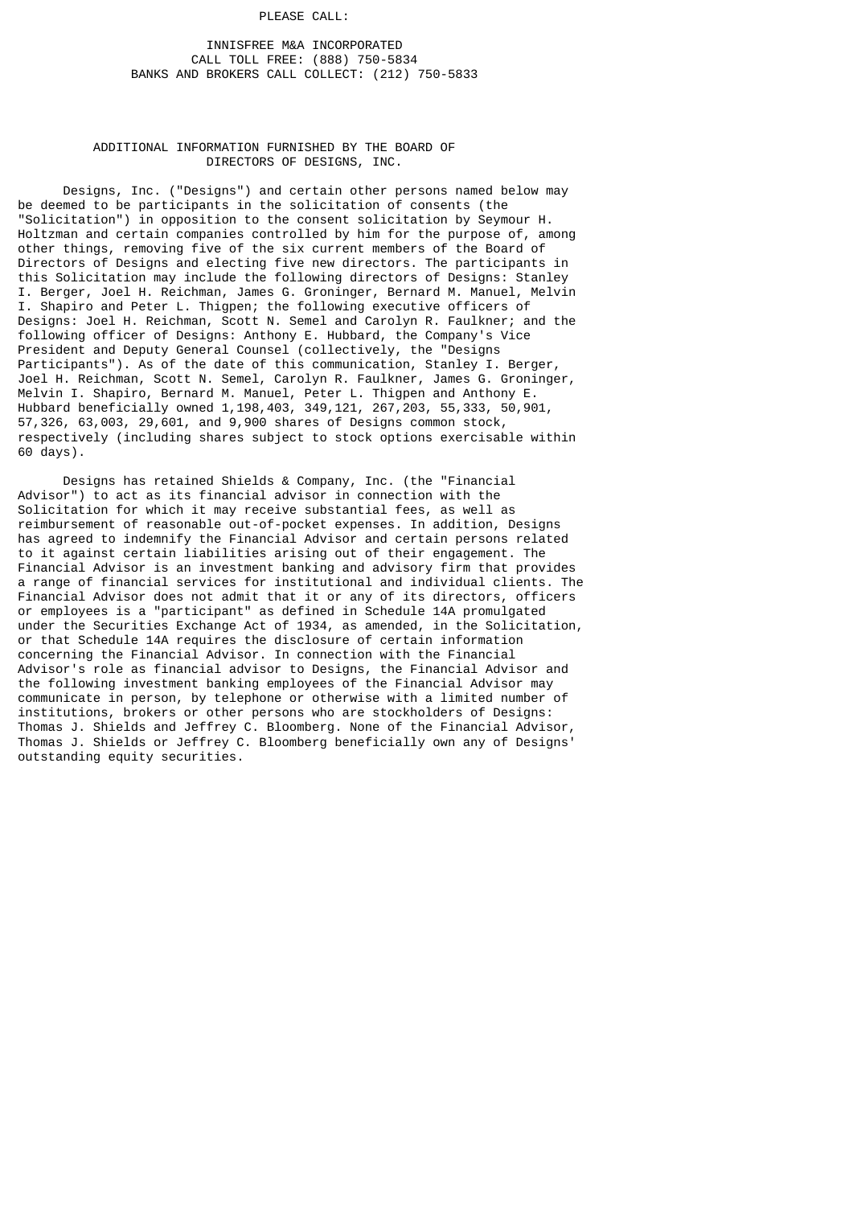PLEASE CALL:

INNISFREE M&A INCORPORATED
CALL TOLL FREE: (888) 750-5834
BANKS AND BROKERS CALL COLLECT: (212) 750-5833

## ADDITIONAL INFORMATION FURNISHED BY THE BOARD OF DIRECTORS OF DESIGNS, INC.

Designs, Inc. ("Designs") and certain other persons named below may be deemed to be participants in the solicitation of consents (the "Solicitation") in opposition to the consent solicitation by Seymour H. Holtzman and certain companies controlled by him for the purpose of, among other things, removing five of the six current members of the Board of Directors of Designs and electing five new directors. The participants in this Solicitation may include the following directors of Designs: Stanley I. Berger, Joel H. Reichman, James G. Groninger, Bernard M. Manuel, Melvin I. Shapiro and Peter L. Thigpen; the following executive officers of Designs: Joel H. Reichman, Scott N. Semel and Carolyn R. Faulkner; and the following officer of Designs: Anthony E. Hubbard, the Company's Vice President and Deputy General Counsel (collectively, the "Designs Participants"). As of the date of this communication, Stanley I. Berger, Joel H. Reichman, Scott N. Semel, Carolyn R. Faulkner, James G. Groninger, Melvin I. Shapiro, Bernard M. Manuel, Peter L. Thigpen and Anthony E. Hubbard beneficially owned 1,198,403, 349,121, 267,203, 55,333, 50,901, 57,326, 63,003, 29,601, and 9,900 shares of Designs common stock, respectively (including shares subject to stock options exercisable within 60 days).

Designs has retained Shields & Company, Inc. (the "Financial Advisor") to act as its financial advisor in connection with the Solicitation for which it may receive substantial fees, as well as reimbursement of reasonable out-of-pocket expenses. In addition, Designs has agreed to indemnify the Financial Advisor and certain persons related to it against certain liabilities arising out of their engagement. The Financial Advisor is an investment banking and advisory firm that provides a range of financial services for institutional and individual clients. The Financial Advisor does not admit that it or any of its directors, officers or employees is a "participant" as defined in Schedule 14A promulgated under the Securities Exchange Act of 1934, as amended, in the Solicitation, or that Schedule 14A requires the disclosure of certain information concerning the Financial Advisor. In connection with the Financial Advisor's role as financial advisor to Designs, the Financial Advisor and the following investment banking employees of the Financial Advisor may communicate in person, by telephone or otherwise with a limited number of institutions, brokers or other persons who are stockholders of Designs: Thomas J. Shields and Jeffrey C. Bloomberg. None of the Financial Advisor, Thomas J. Shields or Jeffrey C. Bloomberg beneficially own any of Designs' outstanding equity securities.